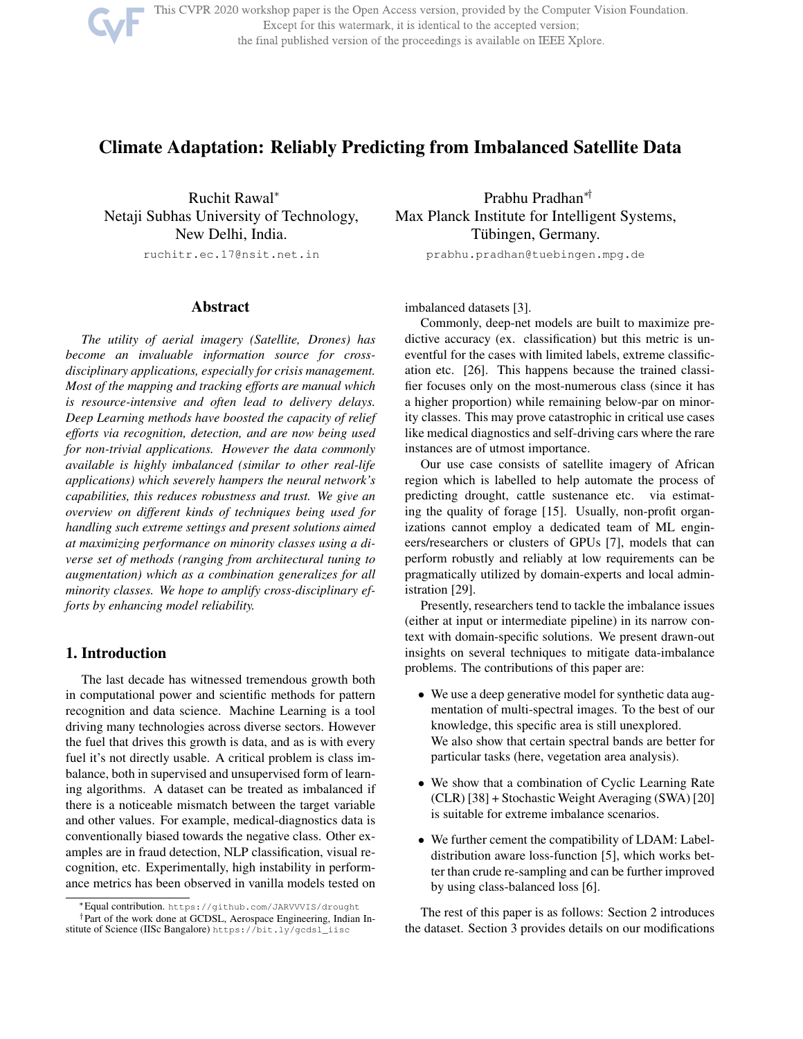# Climate Adaptation: Reliably Predicting from Imbalanced Satellite Data

Ruchit Rawal*
Netaji Subhas University of Technology, New Delhi, India.
ruchitr.ec.17@nsit.net.in

Prabhu Pradhan*†
Max Planck Institute for Intelligent Systems, Tübingen, Germany.
prabhu.pradhan@tuebingen.mpg.de

## Abstract

*The utility of aerial imagery (Satellite, Drones) has become an invaluable information source for cross-disciplinary applications, especially for crisis management. Most of the mapping and tracking efforts are manual which is resource-intensive and often lead to delivery delays. Deep Learning methods have boosted the capacity of relief efforts via recognition, detection, and are now being used for non-trivial applications. However the data commonly available is highly imbalanced (similar to other real-life applications) which severely hampers the neural network's capabilities, this reduces robustness and trust. We give an overview on different kinds of techniques being used for handling such extreme settings and present solutions aimed at maximizing performance on minority classes using a diverse set of methods (ranging from architectural tuning to augmentation) which as a combination generalizes for all minority classes. We hope to amplify cross-disciplinary efforts by enhancing model reliability.*

## 1. Introduction

The last decade has witnessed tremendous growth both in computational power and scientific methods for pattern recognition and data science. Machine Learning is a tool driving many technologies across diverse sectors. However the fuel that drives this growth is data, and as is with every fuel it's not directly usable. A critical problem is class imbalance, both in supervised and unsupervised form of learning algorithms. A dataset can be treated as imbalanced if there is a noticeable mismatch between the target variable and other values. For example, medical-diagnostics data is conventionally biased towards the negative class. Other examples are in fraud detection, NLP classification, visual recognition, etc. Experimentally, high instability in performance metrics has been observed in vanilla models tested on imbalanced datasets [3].

Commonly, deep-net models are built to maximize predictive accuracy (ex. classification) but this metric is uneventful for the cases with limited labels, extreme classification etc. [26]. This happens because the trained classifier focuses only on the most-numerous class (since it has a higher proportion) while remaining below-par on minority classes. This may prove catastrophic in critical use cases like medical diagnostics and self-driving cars where the rare instances are of utmost importance.

Our use case consists of satellite imagery of African region which is labelled to help automate the process of predicting drought, cattle sustenance etc. via estimating the quality of forage [15]. Usually, non-profit organizations cannot employ a dedicated team of ML engineers/researchers or clusters of GPUs [7], models that can perform robustly and reliably at low requirements can be pragmatically utilized by domain-experts and local administration [29].

Presently, researchers tend to tackle the imbalance issues (either at input or intermediate pipeline) in its narrow context with domain-specific solutions. We present drawn-out insights on several techniques to mitigate data-imbalance problems. The contributions of this paper are:

- We use a deep generative model for synthetic data augmentation of multi-spectral images. To the best of our knowledge, this specific area is still unexplored.
  We also show that certain spectral bands are better for particular tasks (here, vegetation area analysis).
- We show that a combination of Cyclic Learning Rate (CLR) [38] + Stochastic Weight Averaging (SWA) [20] is suitable for extreme imbalance scenarios.
- We further cement the compatibility of LDAM: Label-distribution aware loss-function [5], which works better than crude re-sampling and can be further improved by using class-balanced loss [6].

The rest of this paper is as follows: Section 2 introduces the dataset. Section 3 provides details on our modifications

*Equal contribution. https://github.com/JARVVVIS/drought

†Part of the work done at GCDSL, Aerospace Engineering, Indian Institute of Science (IISc Bangalore) https://bit.ly/gcdsl_iisc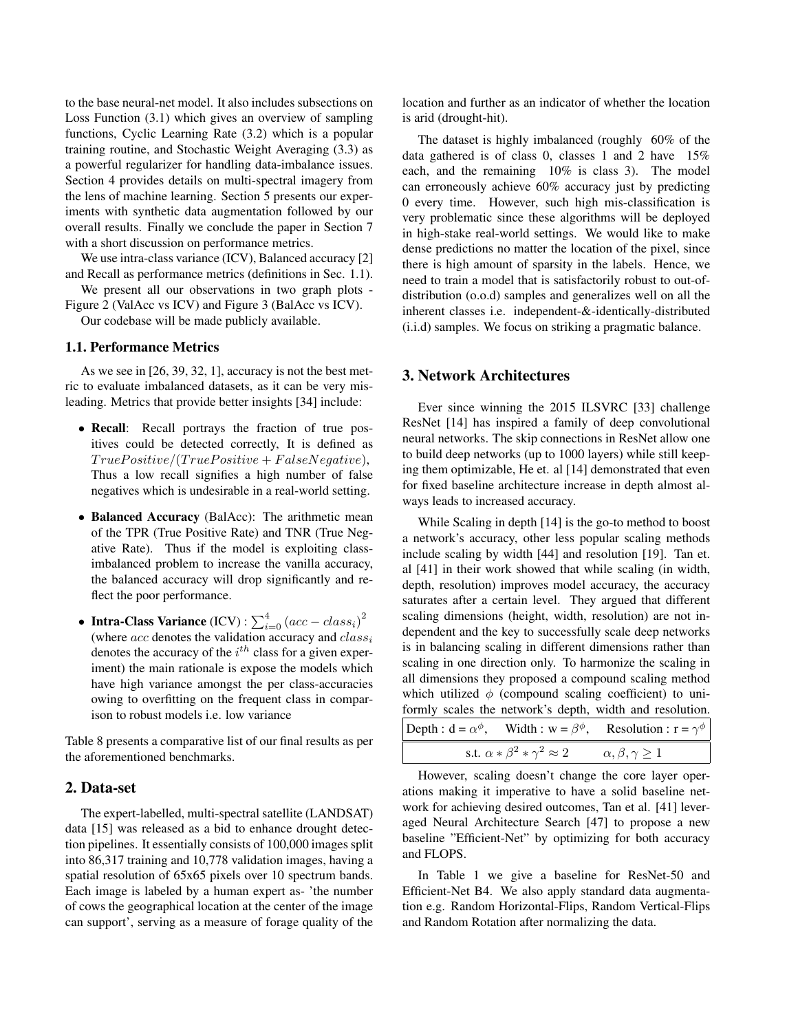to the base neural-net model. It also includes subsections on Loss Function (3.1) which gives an overview of sampling functions, Cyclic Learning Rate (3.2) which is a popular training routine, and Stochastic Weight Averaging (3.3) as a powerful regularizer for handling data-imbalance issues. Section 4 provides details on multi-spectral imagery from the lens of machine learning. Section 5 presents our experiments with synthetic data augmentation followed by our overall results. Finally we conclude the paper in Section 7 with a short discussion on performance metrics.

We use intra-class variance (ICV), Balanced accuracy [2] and Recall as performance metrics (definitions in Sec. 1.1).

We present all our observations in two graph plots - Figure 2 (ValAcc vs ICV) and Figure 3 (BalAcc vs ICV).

Our codebase will be made publicly available.

### 1.1. Performance Metrics

As we see in [26, 39, 32, 1], accuracy is not the best metric to evaluate imbalanced datasets, as it can be very misleading. Metrics that provide better insights [34] include:

- **Recall**: Recall portrays the fraction of true positives could be detected correctly, It is defined as $TruePositive/(TruePositive + FalseNegative)$, Thus a low recall signifies a high number of false negatives which is undesirable in a real-world setting.
- **Balanced Accuracy** (BalAcc): The arithmetic mean of the TPR (True Positive Rate) and TNR (True Negative Rate). Thus if the model is exploiting class-imbalanced problem to increase the vanilla accuracy, the balanced accuracy will drop significantly and reflect the poor performance.
- **Intra-Class Variance** (ICV) : $\sum_{i=0}^{4} (acc - class_i)^2$ (where $acc$ denotes the validation accuracy and $class_i$ denotes the accuracy of the $i^{th}$ class for a given experiment) the main rationale is expose the models which have high variance amongst the per class-accuracies owing to overfitting on the frequent class in comparison to robust models i.e. low variance

Table 8 presents a comparative list of our final results as per the aforementioned benchmarks.

## 2. Data-set

The expert-labelled, multi-spectral satellite (LANDSAT) data [15] was released as a bid to enhance drought detection pipelines. It essentially consists of 100,000 images split into 86,317 training and 10,778 validation images, having a spatial resolution of 65x65 pixels over 10 spectrum bands. Each image is labeled by a human expert as- 'the number of cows the geographical location at the center of the image can support', serving as a measure of forage quality of the location and further as an indicator of whether the location is arid (drought-hit).

The dataset is highly imbalanced (roughly 60% of the data gathered is of class 0, classes 1 and 2 have 15% each, and the remaining 10% is class 3). The model can erroneously achieve 60% accuracy just by predicting 0 every time. However, such high mis-classification is very problematic since these algorithms will be deployed in high-stake real-world settings. We would like to make dense predictions no matter the location of the pixel, since there is high amount of sparsity in the labels. Hence, we need to train a model that is satisfactorily robust to out-of-distribution (o.o.d) samples and generalizes well on all the inherent classes i.e. independent-&-identically-distributed (i.i.d) samples. We focus on striking a pragmatic balance.

## 3. Network Architectures

Ever since winning the 2015 ILSVRC [33] challenge ResNet [14] has inspired a family of deep convolutional neural networks. The skip connections in ResNet allow one to build deep networks (up to 1000 layers) while still keeping them optimizable, He et. al [14] demonstrated that even for fixed baseline architecture increase in depth almost always leads to increased accuracy.

While Scaling in depth [14] is the go-to method to boost a network's accuracy, other less popular scaling methods include scaling by width [44] and resolution [19]. Tan et. al [41] in their work showed that while scaling (in width, depth, resolution) improves model accuracy, the accuracy saturates after a certain level. They argued that different scaling dimensions (height, width, resolution) are not independent and the key to successfully scale deep networks is in balancing scaling in different dimensions rather than scaling in one direction only. To harmonize the scaling in all dimensions they proposed a compound scaling method which utilized $\phi$ (compound scaling coefficient) to uniformly scales the network's depth, width and resolution.

| Depth : d = $\alpha^{\phi}$, Width : w = $\beta^{\phi}$, Resolution : r = $\gamma^{\phi}$ |
|---|
| s.t. $\alpha * \beta^2 * \gamma^2 \approx 2 \qquad \alpha, \beta, \gamma \geq 1$ |

However, scaling doesn't change the core layer operations making it imperative to have a solid baseline network for achieving desired outcomes, Tan et al. [41] leveraged Neural Architecture Search [47] to propose a new baseline "Efficient-Net" by optimizing for both accuracy and FLOPS.

In Table 1 we give a baseline for ResNet-50 and Efficient-Net B4. We also apply standard data augmentation e.g. Random Horizontal-Flips, Random Vertical-Flips and Random Rotation after normalizing the data.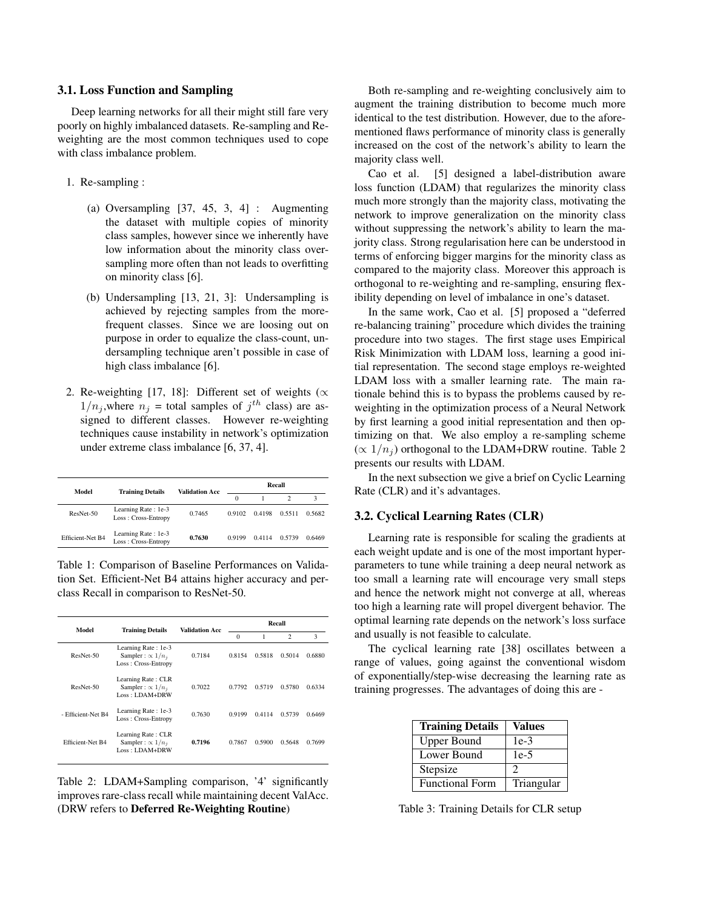### 3.1. Loss Function and Sampling

Deep learning networks for all their might still fare very poorly on highly imbalanced datasets. Re-sampling and Re-weighting are the most common techniques used to cope with class imbalance problem.

1. Re-sampling :

   (a) Oversampling [37, 45, 3, 4] : Augmenting the dataset with multiple copies of minority class samples, however since we inherently have low information about the minority class oversampling more often than not leads to overfitting on minority class [6].

   (b) Undersampling [13, 21, 3]: Undersampling is achieved by rejecting samples from the more-frequent classes. Since we are loosing out on purpose in order to equalize the class-count, undersampling technique aren't possible in case of high class imbalance [6].

2. Re-weighting [17, 18]: Different set of weights ($\propto 1/n_j$,where $n_j$ = total samples of $j^{th}$ class) are assigned to different classes. However re-weighting techniques cause instability in network's optimization under extreme class imbalance [6, 37, 4].

| Model | Training Details | Validation Acc | Recall | | | |
|---|---|---|---|---|---|---|
| | | | 0 | 1 | 2 | 3 |
| ResNet-50 | Learning Rate : 1e-3<br>Loss : Cross-Entropy | 0.7465 | 0.9102 | 0.4198 | 0.5511 | 0.5682 |
| Efficient-Net B4 | Learning Rate : 1e-3<br>Loss : Cross-Entropy | **0.7630** | 0.9199 | 0.4114 | 0.5739 | 0.6469 |

Table 1: Comparison of Baseline Performances on Validation Set. Efficient-Net B4 attains higher accuracy and per-class Recall in comparison to ResNet-50.

| Model | Training Details | Validation Acc | Recall | | | |
|---|---|---|---|---|---|---|
| | | | 0 | 1 | 2 | 3 |
| ResNet-50 | Learning Rate : 1e-3<br>Sampler : $\propto 1/n_j$<br>Loss : Cross-Entropy | 0.7184 | 0.8154 | 0.5818 | 0.5014 | 0.6880 |
| ResNet-50 | Learning Rate : CLR<br>Sampler : $\propto 1/n_j$<br>Loss : LDAM+DRW | 0.7022 | 0.7792 | 0.5719 | 0.5780 | 0.6334 |
| - Efficient-Net B4 | Learning Rate : 1e-3<br>Loss : Cross-Entropy | 0.7630 | 0.9199 | 0.4114 | 0.5739 | 0.6469 |
| Efficient-Net B4 | Learning Rate : CLR<br>Sampler : $\propto 1/n_j$<br>Loss : LDAM+DRW | **0.7196** | 0.7867 | 0.5900 | 0.5648 | 0.7699 |

Table 2: LDAM+Sampling comparison, '4' significantly improves rare-class recall while maintaining decent ValAcc. (DRW refers to **Deferred Re-Weighting Routine**)

Both re-sampling and re-weighting conclusively aim to augment the training distribution to become much more identical to the test distribution. However, due to the aforementioned flaws performance of minority class is generally increased on the cost of the network's ability to learn the majority class well.

Cao et al. [5] designed a label-distribution aware loss function (LDAM) that regularizes the minority class much more strongly than the majority class, motivating the network to improve generalization on the minority class without suppressing the network's ability to learn the majority class. Strong regularisation here can be understood in terms of enforcing bigger margins for the minority class as compared to the majority class. Moreover this approach is orthogonal to re-weighting and re-sampling, ensuring flexibility depending on level of imbalance in one's dataset.

In the same work, Cao et al. [5] proposed a "deferred re-balancing training" procedure which divides the training procedure into two stages. The first stage uses Empirical Risk Minimization with LDAM loss, learning a good initial representation. The second stage employs re-weighted LDAM loss with a smaller learning rate. The main rationale behind this is to bypass the problems caused by re-weighting in the optimization process of a Neural Network by first learning a good initial representation and then optimizing on that. We also employ a re-sampling scheme ($\propto 1/n_j$) orthogonal to the LDAM+DRW routine. Table 2 presents our results with LDAM.

In the next subsection we give a brief on Cyclic Learning Rate (CLR) and it's advantages.

### 3.2. Cyclical Learning Rates (CLR)

Learning rate is responsible for scaling the gradients at each weight update and is one of the most important hyperparameters to tune while training a deep neural network as too small a learning rate will encourage very small steps and hence the network might not converge at all, whereas too high a learning rate will propel divergent behavior. The optimal learning rate depends on the network's loss surface and usually is not feasible to calculate.

The cyclical learning rate [38] oscillates between a range of values, going against the conventional wisdom of exponentially/step-wise decreasing the learning rate as training progresses. The advantages of doing this are -

| Training Details | Values |
|---|---|
| Upper Bound | 1e-3 |
| Lower Bound | 1e-5 |
| Stepsize | 2 |
| Functional Form | Triangular |

Table 3: Training Details for CLR setup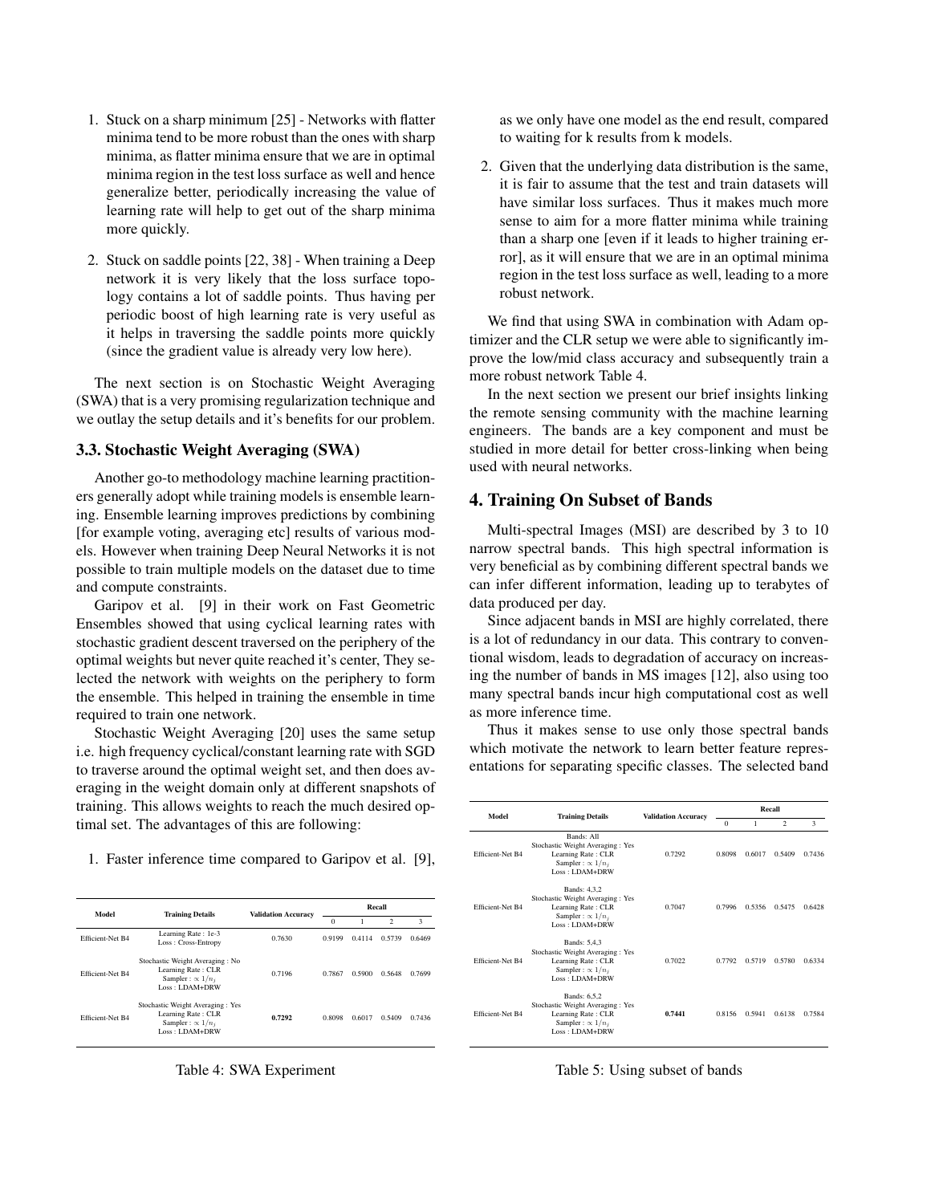1. Stuck on a sharp minimum [25] - Networks with flatter minima tend to be more robust than the ones with sharp minima, as flatter minima ensure that we are in optimal minima region in the test loss surface as well and hence generalize better, periodically increasing the value of learning rate will help to get out of the sharp minima more quickly.

2. Stuck on saddle points [22, 38] - When training a Deep network it is very likely that the loss surface topology contains a lot of saddle points. Thus having per periodic boost of high learning rate is very useful as it helps in traversing the saddle points more quickly (since the gradient value is already very low here).

The next section is on Stochastic Weight Averaging (SWA) that is a very promising regularization technique and we outlay the setup details and it's benefits for our problem.

### 3.3. Stochastic Weight Averaging (SWA)

Another go-to methodology machine learning practitioners generally adopt while training models is ensemble learning. Ensemble learning improves predictions by combining [for example voting, averaging etc] results of various models. However when training Deep Neural Networks it is not possible to train multiple models on the dataset due to time and compute constraints.

Garipov et al. [9] in their work on Fast Geometric Ensembles showed that using cyclical learning rates with stochastic gradient descent traversed on the periphery of the optimal weights but never quite reached it's center, They selected the network with weights on the periphery to form the ensemble. This helped in training the ensemble in time required to train one network.

Stochastic Weight Averaging [20] uses the same setup i.e. high frequency cyclical/constant learning rate with SGD to traverse around the optimal weight set, and then does averaging in the weight domain only at different snapshots of training. This allows weights to reach the much desired optimal set. The advantages of this are following:

1. Faster inference time compared to Garipov et al. [9], as we only have one model as the end result, compared to waiting for k results from k models.

2. Given that the underlying data distribution is the same, it is fair to assume that the test and train datasets will have similar loss surfaces. Thus it makes much more sense to aim for a more flatter minima while training than a sharp one [even if it leads to higher training error], as it will ensure that we are in an optimal minima region in the test loss surface as well, leading to a more robust network.

We find that using SWA in combination with Adam optimizer and the CLR setup we were able to significantly improve the low/mid class accuracy and subsequently train a more robust network Table 4.

| Model | Training Details | Validation Accuracy | Recall | | | |
|---|---|---|---|---|---|---|
| | | | 0 | 1 | 2 | 3 |
| Efficient-Net B4 | Learning Rate : 1e-3<br>Loss : Cross-Entropy | 0.7630 | 0.9199 | 0.4114 | 0.5739 | 0.6469 |
| Efficient-Net B4 | Stochastic Weight Averaging : No<br>Learning Rate : CLR<br>Sampler : $\propto 1/n_j$<br>Loss : LDAM+DRW | 0.7196 | 0.7867 | 0.5900 | 0.5648 | 0.7699 |
| Efficient-Net B4 | Stochastic Weight Averaging : Yes<br>Learning Rate : CLR<br>Sampler : $\propto 1/n_j$<br>Loss : LDAM+DRW | **0.7292** | 0.8098 | 0.6017 | 0.5409 | 0.7436 |

Table 4: SWA Experiment

In the next section we present our brief insights linking the remote sensing community with the machine learning engineers. The bands are a key component and must be studied in more detail for better cross-linking when being used with neural networks.

## 4. Training On Subset of Bands

Multi-spectral Images (MSI) are described by 3 to 10 narrow spectral bands. This high spectral information is very beneficial as by combining different spectral bands we can infer different information, leading up to terabytes of data produced per day.

Since adjacent bands in MSI are highly correlated, there is a lot of redundancy in our data. This contrary to conventional wisdom, leads to degradation of accuracy on increasing the number of bands in MS images [12], also using too many spectral bands incur high computational cost as well as more inference time.

Thus it makes sense to use only those spectral bands which motivate the network to learn better feature representations for separating specific classes. The selected band

| Model | Training Details | Validation Accuracy | Recall | | | |
|---|---|---|---|---|---|---|
| | | | 0 | 1 | 2 | 3 |
| Efficient-Net B4 | Bands: All<br>Stochastic Weight Averaging : Yes<br>Learning Rate : CLR<br>Sampler : $\propto 1/n_j$<br>Loss : LDAM+DRW | 0.7292 | 0.8098 | 0.6017 | 0.5409 | 0.7436 |
| Efficient-Net B4 | Bands: 4,3,2<br>Stochastic Weight Averaging : Yes<br>Learning Rate : CLR<br>Sampler : $\propto 1/n_j$<br>Loss : LDAM+DRW | 0.7047 | 0.7996 | 0.5356 | 0.5475 | 0.6428 |
| Efficient-Net B4 | Bands: 5,4,3<br>Stochastic Weight Averaging : Yes<br>Learning Rate : CLR<br>Sampler : $\propto 1/n_j$<br>Loss : LDAM+DRW | 0.7022 | 0.7792 | 0.5719 | 0.5780 | 0.6334 |
| Efficient-Net B4 | Bands: 6,5,2<br>Stochastic Weight Averaging : Yes<br>Learning Rate : CLR<br>Sampler : $\propto 1/n_j$<br>Loss : LDAM+DRW | **0.7441** | 0.8156 | 0.5941 | 0.6138 | 0.7584 |

Table 5: Using subset of bands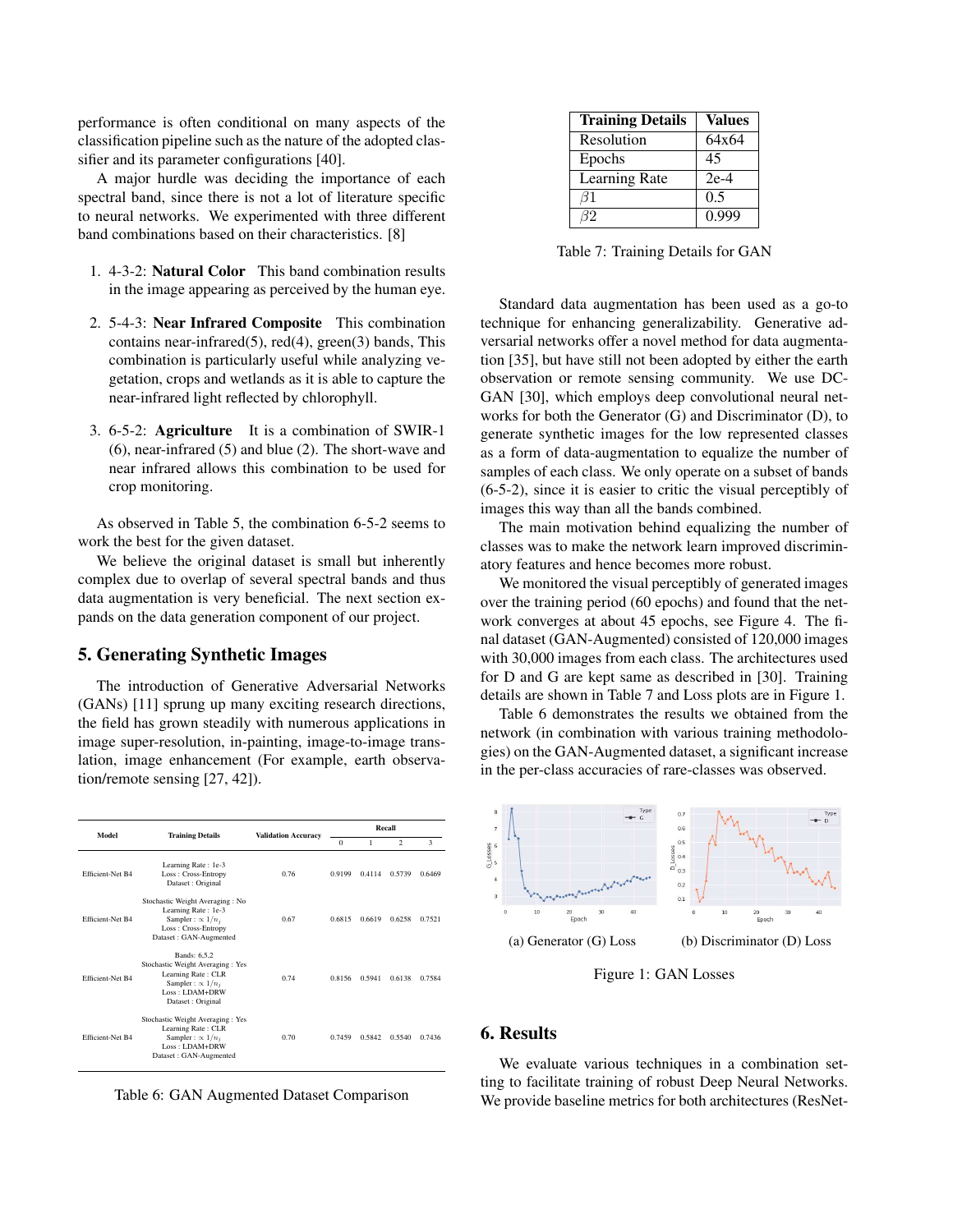performance is often conditional on many aspects of the classification pipeline such as the nature of the adopted classifier and its parameter configurations [40].

A major hurdle was deciding the importance of each spectral band, since there is not a lot of literature specific to neural networks. We experimented with three different band combinations based on their characteristics. [8]

1. 4-3-2: **Natural Color** This band combination results in the image appearing as perceived by the human eye.
2. 5-4-3: **Near Infrared Composite** This combination contains near-infrared(5), red(4), green(3) bands, This combination is particularly useful while analyzing vegetation, crops and wetlands as it is able to capture the near-infrared light reflected by chlorophyll.
3. 6-5-2: **Agriculture** It is a combination of SWIR-1 (6), near-infrared (5) and blue (2). The short-wave and near infrared allows this combination to be used for crop monitoring.

As observed in Table 5, the combination 6-5-2 seems to work the best for the given dataset.

We believe the original dataset is small but inherently complex due to overlap of several spectral bands and thus data augmentation is very beneficial. The next section expands on the data generation component of our project.

## 5. Generating Synthetic Images

The introduction of Generative Adversarial Networks (GANs) [11] sprung up many exciting research directions, the field has grown steadily with numerous applications in image super-resolution, in-painting, image-to-image translation, image enhancement (For example, earth observation/remote sensing [27, 42]).

| Model | Training Details | Validation Accuracy | Recall | | | |
|---|---|---|---|---|---|---|
| | | | 0 | 1 | 2 | 3 |
| Efficient-Net B4 | Learning Rate : 1e-3<br>Loss : Cross-Entropy<br>Dataset : Original | 0.76 | 0.9199 | 0.4114 | 0.5739 | 0.6469 |
| Efficient-Net B4 | Stochastic Weight Averaging : No<br>Learning Rate : 1e-3<br>Sampler : $\propto 1/n_j$<br>Loss : Cross-Entropy<br>Dataset : GAN-Augmented | 0.67 | 0.6815 | 0.6619 | 0.6258 | 0.7521 |
| Efficient-Net B4 | Bands: 6,5,2<br>Stochastic Weight Averaging : Yes<br>Learning Rate : CLR<br>Sampler : $\propto 1/n_j$<br>Loss : LDAM+DRW<br>Dataset : Original | 0.74 | 0.8156 | 0.5941 | 0.6138 | 0.7584 |
| Efficient-Net B4 | Stochastic Weight Averaging : Yes<br>Learning Rate : CLR<br>Sampler : $\propto 1/n_j$<br>Loss : LDAM+DRW<br>Dataset : GAN-Augmented | 0.70 | 0.7459 | 0.5842 | 0.5540 | 0.7436 |

Table 6: GAN Augmented Dataset Comparison

| Training Details | Values |
|---|---|
| Resolution | 64x64 |
| Epochs | 45 |
| Learning Rate | 2e-4 |
| $\beta 1$ | 0.5 |
| $\beta 2$ | 0.999 |

Table 7: Training Details for GAN

Standard data augmentation has been used as a go-to technique for enhancing generalizability. Generative adversarial networks offer a novel method for data augmentation [35], but have still not been adopted by either the earth observation or remote sensing community. We use DC-GAN [30], which employs deep convolutional neural networks for both the Generator (G) and Discriminator (D), to generate synthetic images for the low represented classes as a form of data-augmentation to equalize the number of samples of each class. We only operate on a subset of bands (6-5-2), since it is easier to critic the visual perceptibly of images this way than all the bands combined.

The main motivation behind equalizing the number of classes was to make the network learn improved discriminatory features and hence becomes more robust.

We monitored the visual perceptibly of generated images over the training period (60 epochs) and found that the network converges at about 45 epochs, see Figure 4. The final dataset (GAN-Augmented) consisted of 120,000 images with 30,000 images from each class. The architectures used for D and G are kept same as described in [30]. Training details are shown in Table 7 and Loss plots are in Figure 1.

Table 6 demonstrates the results we obtained from the network (in combination with various training methodologies) on the GAN-Augmented dataset, a significant increase in the per-class accuracies of rare-classes was observed.

(a) Generator (G) Loss

(b) Discriminator (D) Loss

Figure 1: GAN Losses

## 6. Results

We evaluate various techniques in a combination setting to facilitate training of robust Deep Neural Networks. We provide baseline metrics for both architectures (ResNet-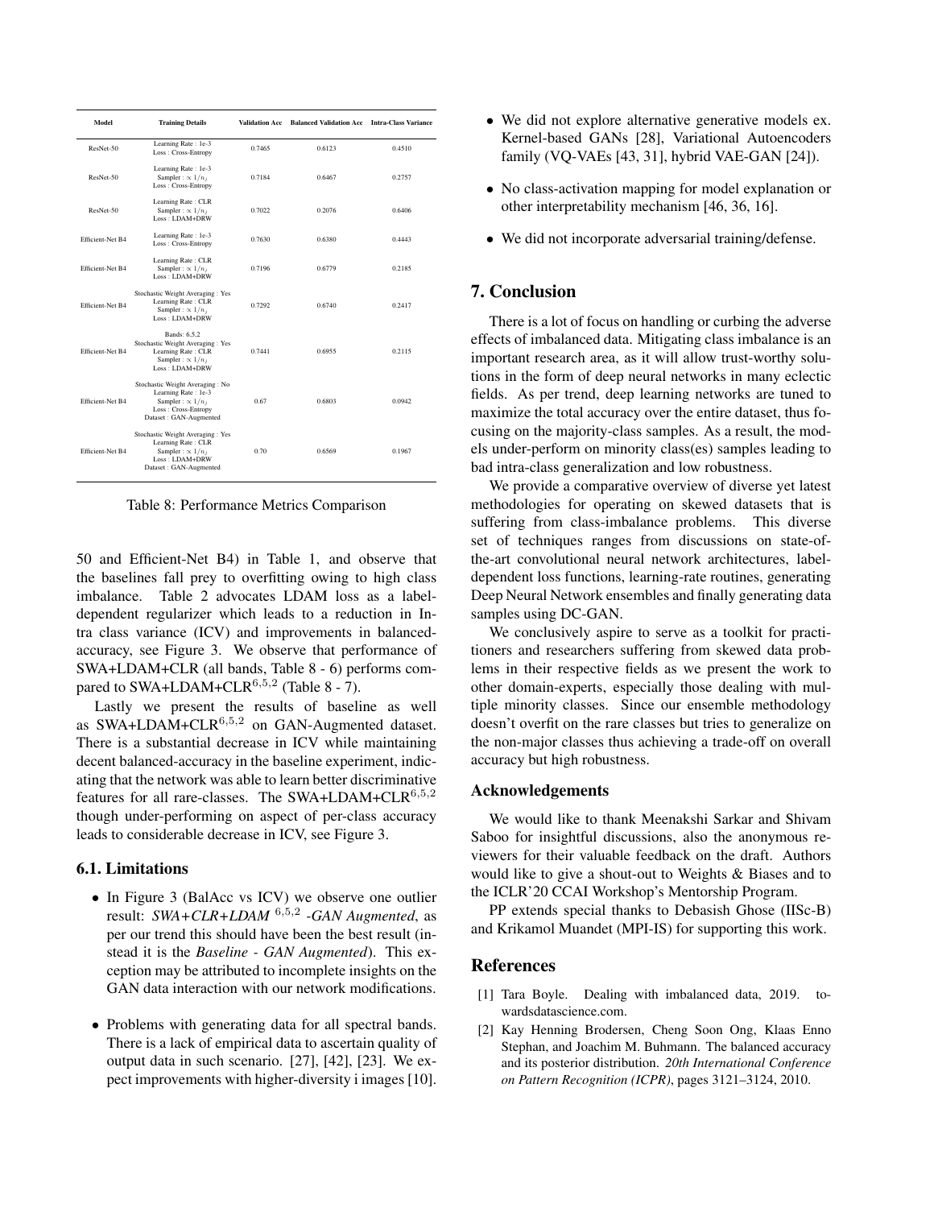| Model | Training Details | Validation Acc | Balanced Validation Acc | Intra-Class Variance |
|---|---|---|---|---|
| ResNet-50 | Learning Rate : 1e-3<br>Loss : Cross-Entropy | 0.7465 | 0.6123 | 0.4510 |
| ResNet-50 | Learning Rate : 1e-3<br>Sampler : $\propto 1/n_j$<br>Loss : Cross-Entropy | 0.7184 | 0.6467 | 0.2757 |
| ResNet-50 | Learning Rate : CLR<br>Sampler : $\propto 1/n_j$<br>Loss : LDAM+DRW | 0.7022 | 0.2076 | 0.6406 |
| Efficient-Net B4 | Learning Rate : 1e-3<br>Loss : Cross-Entropy | 0.7630 | 0.6380 | 0.4443 |
| Efficient-Net B4 | Learning Rate : CLR<br>Sampler : $\propto 1/n_j$<br>Loss : LDAM+DRW | 0.7196 | 0.6779 | 0.2185 |
| Efficient-Net B4 | Stochastic Weight Averaging : Yes<br>Learning Rate : CLR<br>Sampler : $\propto 1/n_j$<br>Loss : LDAM+DRW | 0.7292 | 0.6740 | 0.2417 |
| Efficient-Net B4 | Bands: 6,5,2<br>Stochastic Weight Averaging : Yes<br>Learning Rate : CLR<br>Sampler : $\propto 1/n_j$<br>Loss : LDAM+DRW | 0.7441 | 0.6955 | 0.2115 |
| Efficient-Net B4 | Stochastic Weight Averaging : No<br>Learning Rate : 1e-3<br>Sampler : $\propto 1/n_j$<br>Loss : Cross-Entropy<br>Dataset : GAN-Augmented | 0.67 | 0.6803 | 0.0942 |
| Efficient-Net B4 | Stochastic Weight Averaging : Yes<br>Learning Rate : CLR<br>Sampler : $\propto 1/n_j$<br>Loss : LDAM+DRW<br>Dataset : GAN-Augmented | 0.70 | 0.6569 | 0.1967 |

Table 8: Performance Metrics Comparison

50 and Efficient-Net B4) in Table 1, and observe that the baselines fall prey to overfitting owing to high class imbalance. Table 2 advocates LDAM loss as a label-dependent regularizer which leads to a reduction in Intra class variance (ICV) and improvements in balanced-accuracy, see Figure 3. We observe that performance of SWA+LDAM+CLR (all bands, Table 8 - 6) performs compared to SWA+LDAM+CLR$^{6,5,2}$ (Table 8 - 7).

Lastly we present the results of baseline as well as SWA+LDAM+CLR$^{6,5,2}$ on GAN-Augmented dataset. There is a substantial decrease in ICV while maintaining decent balanced-accuracy in the baseline experiment, indicating that the network was able to learn better discriminative features for all rare-classes. The SWA+LDAM+CLR$^{6,5,2}$ though under-performing on aspect of per-class accuracy leads to considerable decrease in ICV, see Figure 3.

### 6.1. Limitations

- In Figure 3 (BalAcc vs ICV) we observe one outlier result: *SWA+CLR+LDAM* $^{6,5,2}$ *-GAN Augmented*, as per our trend this should have been the best result (instead it is the *Baseline - GAN Augmented*). This exception may be attributed to incomplete insights on the GAN data interaction with our network modifications.
- Problems with generating data for all spectral bands. There is a lack of empirical data to ascertain quality of output data in such scenario. [27], [42], [23]. We expect improvements with higher-diversity i images [10].
- We did not explore alternative generative models ex. Kernel-based GANs [28], Variational Autoencoders family (VQ-VAEs [43, 31], hybrid VAE-GAN [24]).
- No class-activation mapping for model explanation or other interpretability mechanism [46, 36, 16].
- We did not incorporate adversarial training/defense.

## 7. Conclusion

There is a lot of focus on handling or curbing the adverse effects of imbalanced data. Mitigating class imbalance is an important research area, as it will allow trust-worthy solutions in the form of deep neural networks in many eclectic fields. As per trend, deep learning networks are tuned to maximize the total accuracy over the entire dataset, thus focusing on the majority-class samples. As a result, the models under-perform on minority class(es) samples leading to bad intra-class generalization and low robustness.

We provide a comparative overview of diverse yet latest methodologies for operating on skewed datasets that is suffering from class-imbalance problems. This diverse set of techniques ranges from discussions on state-of-the-art convolutional neural network architectures, label-dependent loss functions, learning-rate routines, generating Deep Neural Network ensembles and finally generating data samples using DC-GAN.

We conclusively aspire to serve as a toolkit for practitioners and researchers suffering from skewed data problems in their respective fields as we present the work to other domain-experts, especially those dealing with multiple minority classes. Since our ensemble methodology doesn't overfit on the rare classes but tries to generalize on the non-major classes thus achieving a trade-off on overall accuracy but high robustness.

### Acknowledgements

We would like to thank Meenakshi Sarkar and Shivam Saboo for insightful discussions, also the anonymous reviewers for their valuable feedback on the draft. Authors would like to give a shout-out to Weights & Biases and to the ICLR'20 CCAI Workshop's Mentorship Program.

PP extends special thanks to Debasish Ghose (IISc-B) and Krikamol Muandet (MPI-IS) for supporting this work.

## References

[1] Tara Boyle. Dealing with imbalanced data, 2019. towardsdatascience.com.

[2] Kay Henning Brodersen, Cheng Soon Ong, Klaas Enno Stephan, and Joachim M. Buhmann. The balanced accuracy and its posterior distribution. *20th International Conference on Pattern Recognition (ICPR)*, pages 3121–3124, 2010.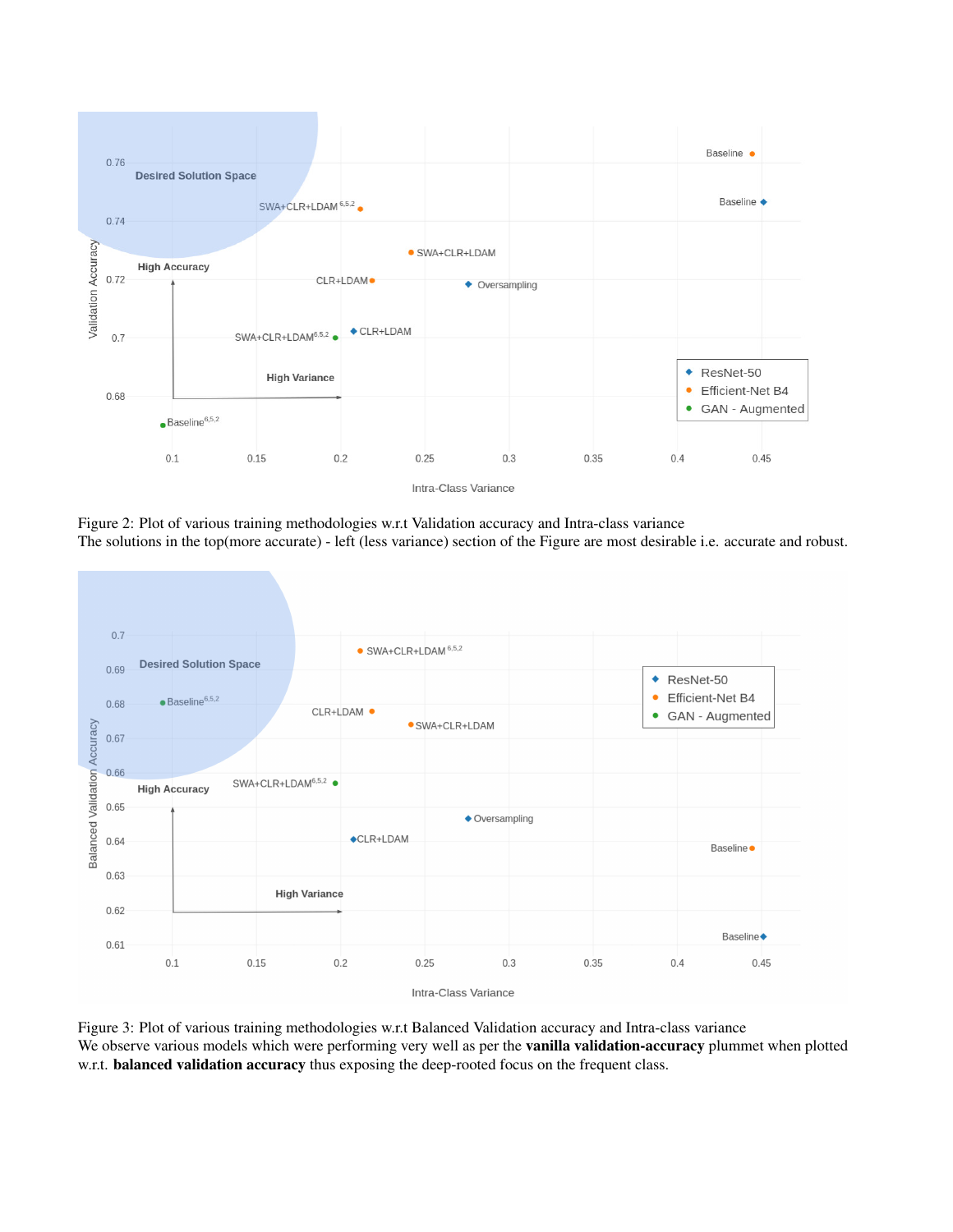Figure 2: Plot of various training methodologies w.r.t Validation accuracy and Intra-class variance
The solutions in the top(more accurate) - left (less variance) section of the Figure are most desirable i.e. accurate and robust.

Figure 3: Plot of various training methodologies w.r.t Balanced Validation accuracy and Intra-class variance
We observe various models which were performing very well as per the **vanilla validation-accuracy** plummet when plotted w.r.t. **balanced validation accuracy** thus exposing the deep-rooted focus on the frequent class.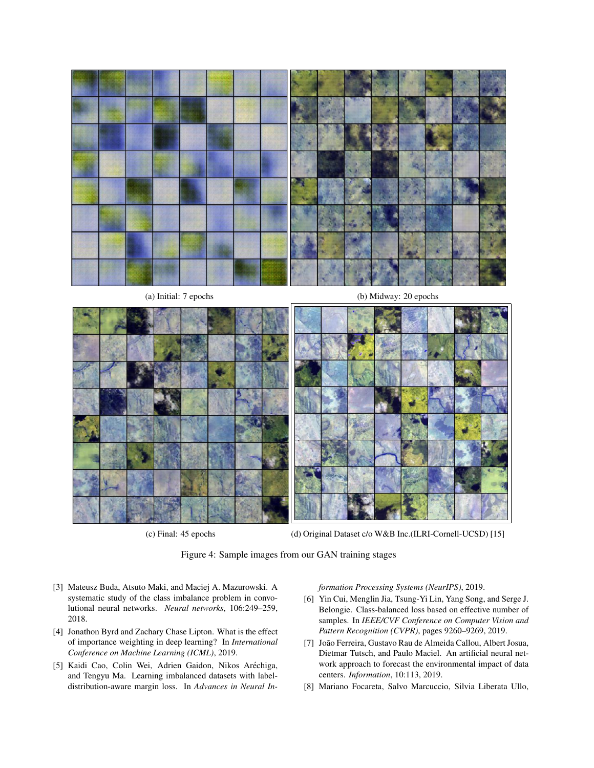(a) Initial: 7 epochs

(b) Midway: 20 epochs

(c) Final: 45 epochs

(d) Original Dataset c/o W&B Inc.(ILRI-Cornell-UCSD) [15]

Figure 4: Sample images from our GAN training stages

[3] Mateusz Buda, Atsuto Maki, and Maciej A. Mazurowski. A systematic study of the class imbalance problem in convolutional neural networks. *Neural networks*, 106:249–259, 2018.

[4] Jonathon Byrd and Zachary Chase Lipton. What is the effect of importance weighting in deep learning? In *International Conference on Machine Learning (ICML)*, 2019.

[5] Kaidi Cao, Colin Wei, Adrien Gaidon, Nikos Aréchiga, and Tengyu Ma. Learning imbalanced datasets with label-distribution-aware margin loss. In *Advances in Neural Information Processing Systems (NeurIPS)*, 2019.

[6] Yin Cui, Menglin Jia, Tsung-Yi Lin, Yang Song, and Serge J. Belongie. Class-balanced loss based on effective number of samples. In *IEEE/CVF Conference on Computer Vision and Pattern Recognition (CVPR)*, pages 9260–9269, 2019.

[7] João Ferreira, Gustavo Rau de Almeida Callou, Albert Josua, Dietmar Tutsch, and Paulo Maciel. An artificial neural network approach to forecast the environmental impact of data centers. *Information*, 10:113, 2019.

[8] Mariano Focareta, Salvo Marcuccio, Silvia Liberata Ullo,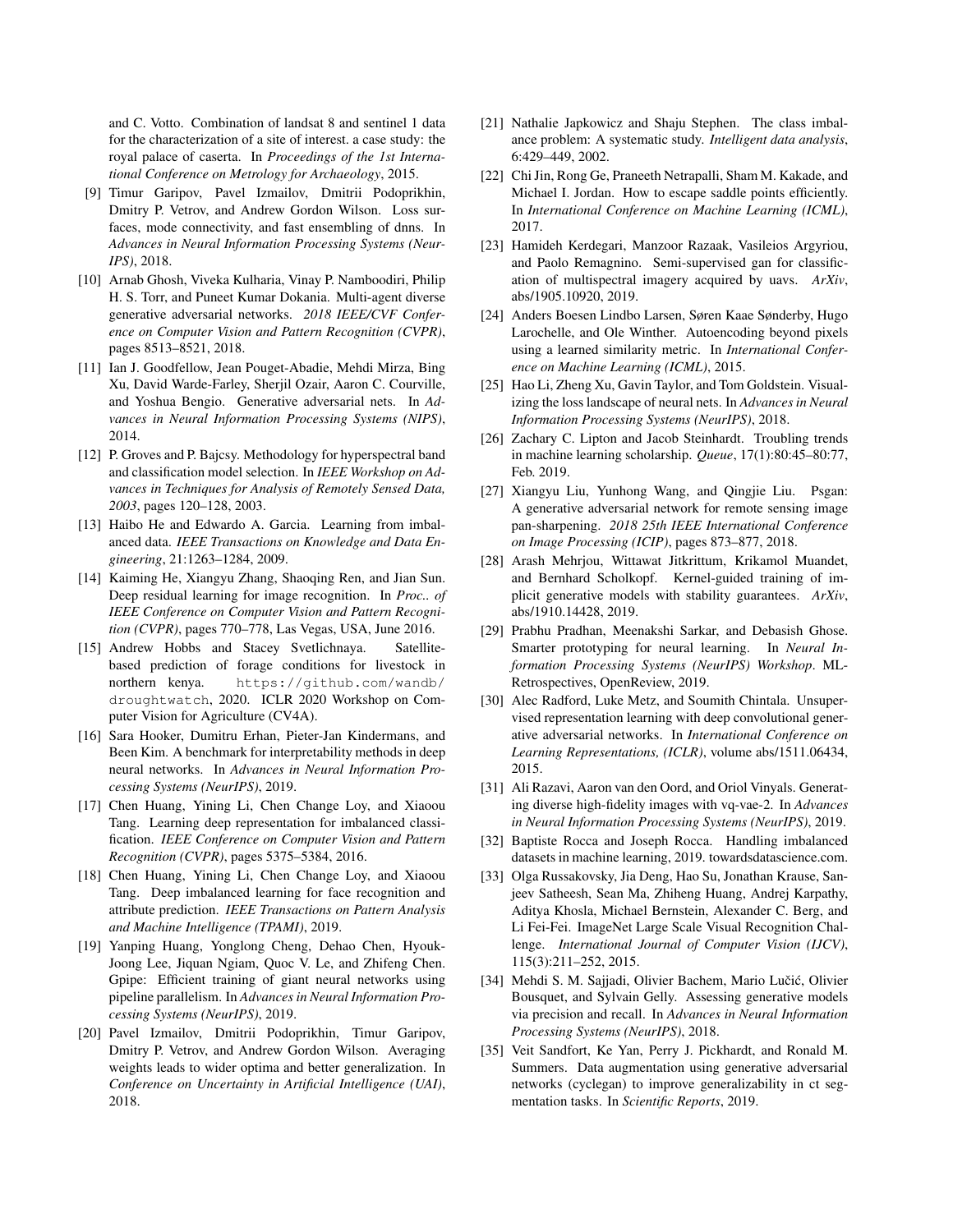and C. Votto. Combination of landsat 8 and sentinel 1 data for the characterization of a site of interest. a case study: the royal palace of caserta. In *Proceedings of the 1st International Conference on Metrology for Archaeology*, 2015.

[9] Timur Garipov, Pavel Izmailov, Dmitrii Podoprikhin, Dmitry P. Vetrov, and Andrew Gordon Wilson. Loss surfaces, mode connectivity, and fast ensembling of dnns. In *Advances in Neural Information Processing Systems (NeurIPS)*, 2018.

[10] Arnab Ghosh, Viveka Kulharia, Vinay P. Namboodiri, Philip H. S. Torr, and Puneet Kumar Dokania. Multi-agent diverse generative adversarial networks. *2018 IEEE/CVF Conference on Computer Vision and Pattern Recognition (CVPR)*, pages 8513–8521, 2018.

[11] Ian J. Goodfellow, Jean Pouget-Abadie, Mehdi Mirza, Bing Xu, David Warde-Farley, Sherjil Ozair, Aaron C. Courville, and Yoshua Bengio. Generative adversarial nets. In *Advances in Neural Information Processing Systems (NIPS)*, 2014.

[12] P. Groves and P. Bajcsy. Methodology for hyperspectral band and classification model selection. In *IEEE Workshop on Advances in Techniques for Analysis of Remotely Sensed Data, 2003*, pages 120–128, 2003.

[13] Haibo He and Edwardo A. Garcia. Learning from imbalanced data. *IEEE Transactions on Knowledge and Data Engineering*, 21:1263–1284, 2009.

[14] Kaiming He, Xiangyu Zhang, Shaoqing Ren, and Jian Sun. Deep residual learning for image recognition. In *Proc.. of IEEE Conference on Computer Vision and Pattern Recognition (CVPR)*, pages 770–778, Las Vegas, USA, June 2016.

[15] Andrew Hobbs and Stacey Svetlichnaya. Satellite-based prediction of forage conditions for livestock in northern kenya. https://github.com/wandb/droughtwatch, 2020. ICLR 2020 Workshop on Computer Vision for Agriculture (CV4A).

[16] Sara Hooker, Dumitru Erhan, Pieter-Jan Kindermans, and Been Kim. A benchmark for interpretability methods in deep neural networks. In *Advances in Neural Information Processing Systems (NeurIPS)*, 2019.

[17] Chen Huang, Yining Li, Chen Change Loy, and Xiaoou Tang. Learning deep representation for imbalanced classification. *IEEE Conference on Computer Vision and Pattern Recognition (CVPR)*, pages 5375–5384, 2016.

[18] Chen Huang, Yining Li, Chen Change Loy, and Xiaoou Tang. Deep imbalanced learning for face recognition and attribute prediction. *IEEE Transactions on Pattern Analysis and Machine Intelligence (TPAMI)*, 2019.

[19] Yanping Huang, Yonglong Cheng, Dehao Chen, Hyouk-Joong Lee, Jiquan Ngiam, Quoc V. Le, and Zhifeng Chen. Gpipe: Efficient training of giant neural networks using pipeline parallelism. In *Advances in Neural Information Processing Systems (NeurIPS)*, 2019.

[20] Pavel Izmailov, Dmitrii Podoprikhin, Timur Garipov, Dmitry P. Vetrov, and Andrew Gordon Wilson. Averaging weights leads to wider optima and better generalization. In *Conference on Uncertainty in Artificial Intelligence (UAI)*, 2018.

[21] Nathalie Japkowicz and Shaju Stephen. The class imbalance problem: A systematic study. *Intelligent data analysis*, 6:429–449, 2002.

[22] Chi Jin, Rong Ge, Praneeth Netrapalli, Sham M. Kakade, and Michael I. Jordan. How to escape saddle points efficiently. In *International Conference on Machine Learning (ICML)*, 2017.

[23] Hamideh Kerdegari, Manzoor Razaak, Vasileios Argyriou, and Paolo Remagnino. Semi-supervised gan for classification of multispectral imagery acquired by uavs. *ArXiv*, abs/1905.10920, 2019.

[24] Anders Boesen Lindbo Larsen, Søren Kaae Sønderby, Hugo Larochelle, and Ole Winther. Autoencoding beyond pixels using a learned similarity metric. In *International Conference on Machine Learning (ICML)*, 2015.

[25] Hao Li, Zheng Xu, Gavin Taylor, and Tom Goldstein. Visualizing the loss landscape of neural nets. In *Advances in Neural Information Processing Systems (NeurIPS)*, 2018.

[26] Zachary C. Lipton and Jacob Steinhardt. Troubling trends in machine learning scholarship. *Queue*, 17(1):80:45–80:77, Feb. 2019.

[27] Xiangyu Liu, Yunhong Wang, and Qingjie Liu. Psgan: A generative adversarial network for remote sensing image pan-sharpening. *2018 25th IEEE International Conference on Image Processing (ICIP)*, pages 873–877, 2018.

[28] Arash Mehrjou, Wittawat Jitkrittum, Krikamol Muandet, and Bernhard Scholkopf. Kernel-guided training of implicit generative models with stability guarantees. *ArXiv*, abs/1910.14428, 2019.

[29] Prabhu Pradhan, Meenakshi Sarkar, and Debasish Ghose. Smarter prototyping for neural learning. In *Neural Information Processing Systems (NeurIPS) Workshop*. ML-Retrospectives, OpenReview, 2019.

[30] Alec Radford, Luke Metz, and Soumith Chintala. Unsupervised representation learning with deep convolutional generative adversarial networks. In *International Conference on Learning Representations, (ICLR)*, volume abs/1511.06434, 2015.

[31] Ali Razavi, Aaron van den Oord, and Oriol Vinyals. Generating diverse high-fidelity images with vq-vae-2. In *Advances in Neural Information Processing Systems (NeurIPS)*, 2019.

[32] Baptiste Rocca and Joseph Rocca. Handling imbalanced datasets in machine learning, 2019. towardsdatascience.com.

[33] Olga Russakovsky, Jia Deng, Hao Su, Jonathan Krause, Sanjeev Satheesh, Sean Ma, Zhiheng Huang, Andrej Karpathy, Aditya Khosla, Michael Bernstein, Alexander C. Berg, and Li Fei-Fei. ImageNet Large Scale Visual Recognition Challenge. *International Journal of Computer Vision (IJCV)*, 115(3):211–252, 2015.

[34] Mehdi S. M. Sajjadi, Olivier Bachem, Mario Lučić, Olivier Bousquet, and Sylvain Gelly. Assessing generative models via precision and recall. In *Advances in Neural Information Processing Systems (NeurIPS)*, 2018.

[35] Veit Sandfort, Ke Yan, Perry J. Pickhardt, and Ronald M. Summers. Data augmentation using generative adversarial networks (cyclegan) to improve generalizability in ct segmentation tasks. In *Scientific Reports*, 2019.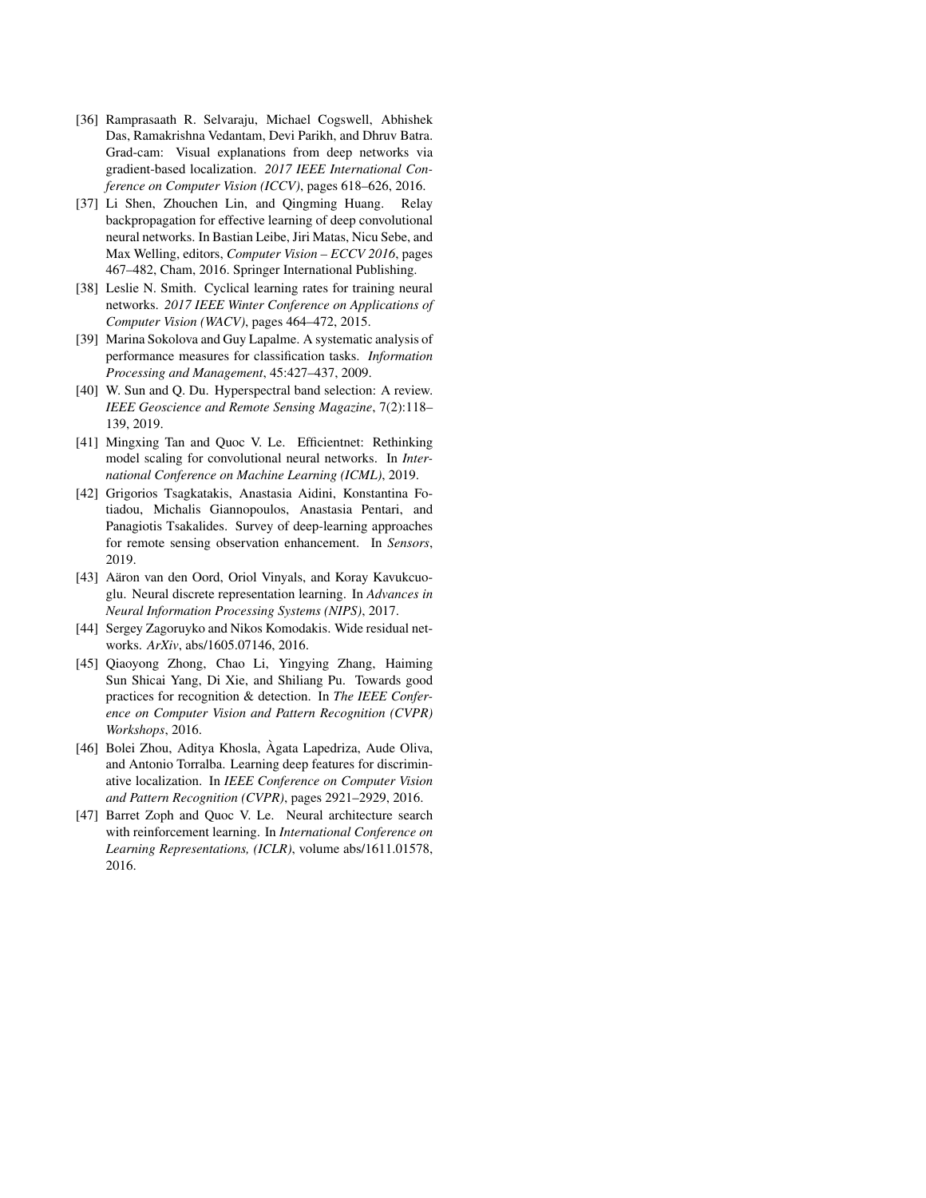[36] Ramprasaath R. Selvaraju, Michael Cogswell, Abhishek Das, Ramakrishna Vedantam, Devi Parikh, and Dhruv Batra. Grad-cam: Visual explanations from deep networks via gradient-based localization. *2017 IEEE International Conference on Computer Vision (ICCV)*, pages 618–626, 2016.

[37] Li Shen, Zhouchen Lin, and Qingming Huang. Relay backpropagation for effective learning of deep convolutional neural networks. In Bastian Leibe, Jiri Matas, Nicu Sebe, and Max Welling, editors, *Computer Vision – ECCV 2016*, pages 467–482, Cham, 2016. Springer International Publishing.

[38] Leslie N. Smith. Cyclical learning rates for training neural networks. *2017 IEEE Winter Conference on Applications of Computer Vision (WACV)*, pages 464–472, 2015.

[39] Marina Sokolova and Guy Lapalme. A systematic analysis of performance measures for classification tasks. *Information Processing and Management*, 45:427–437, 2009.

[40] W. Sun and Q. Du. Hyperspectral band selection: A review. *IEEE Geoscience and Remote Sensing Magazine*, 7(2):118–139, 2019.

[41] Mingxing Tan and Quoc V. Le. Efficientnet: Rethinking model scaling for convolutional neural networks. In *International Conference on Machine Learning (ICML)*, 2019.

[42] Grigorios Tsagkatakis, Anastasia Aidini, Konstantina Fotiadou, Michalis Giannopoulos, Anastasia Pentari, and Panagiotis Tsakalides. Survey of deep-learning approaches for remote sensing observation enhancement. In *Sensors*, 2019.

[43] Aäron van den Oord, Oriol Vinyals, and Koray Kavukcuoglu. Neural discrete representation learning. In *Advances in Neural Information Processing Systems (NIPS)*, 2017.

[44] Sergey Zagoruyko and Nikos Komodakis. Wide residual networks. *ArXiv*, abs/1605.07146, 2016.

[45] Qiaoyong Zhong, Chao Li, Yingying Zhang, Haiming Sun Shicai Yang, Di Xie, and Shiliang Pu. Towards good practices for recognition & detection. In *The IEEE Conference on Computer Vision and Pattern Recognition (CVPR) Workshops*, 2016.

[46] Bolei Zhou, Aditya Khosla, Àgata Lapedriza, Aude Oliva, and Antonio Torralba. Learning deep features for discriminative localization. In *IEEE Conference on Computer Vision and Pattern Recognition (CVPR)*, pages 2921–2929, 2016.

[47] Barret Zoph and Quoc V. Le. Neural architecture search with reinforcement learning. In *International Conference on Learning Representations, (ICLR)*, volume abs/1611.01578, 2016.